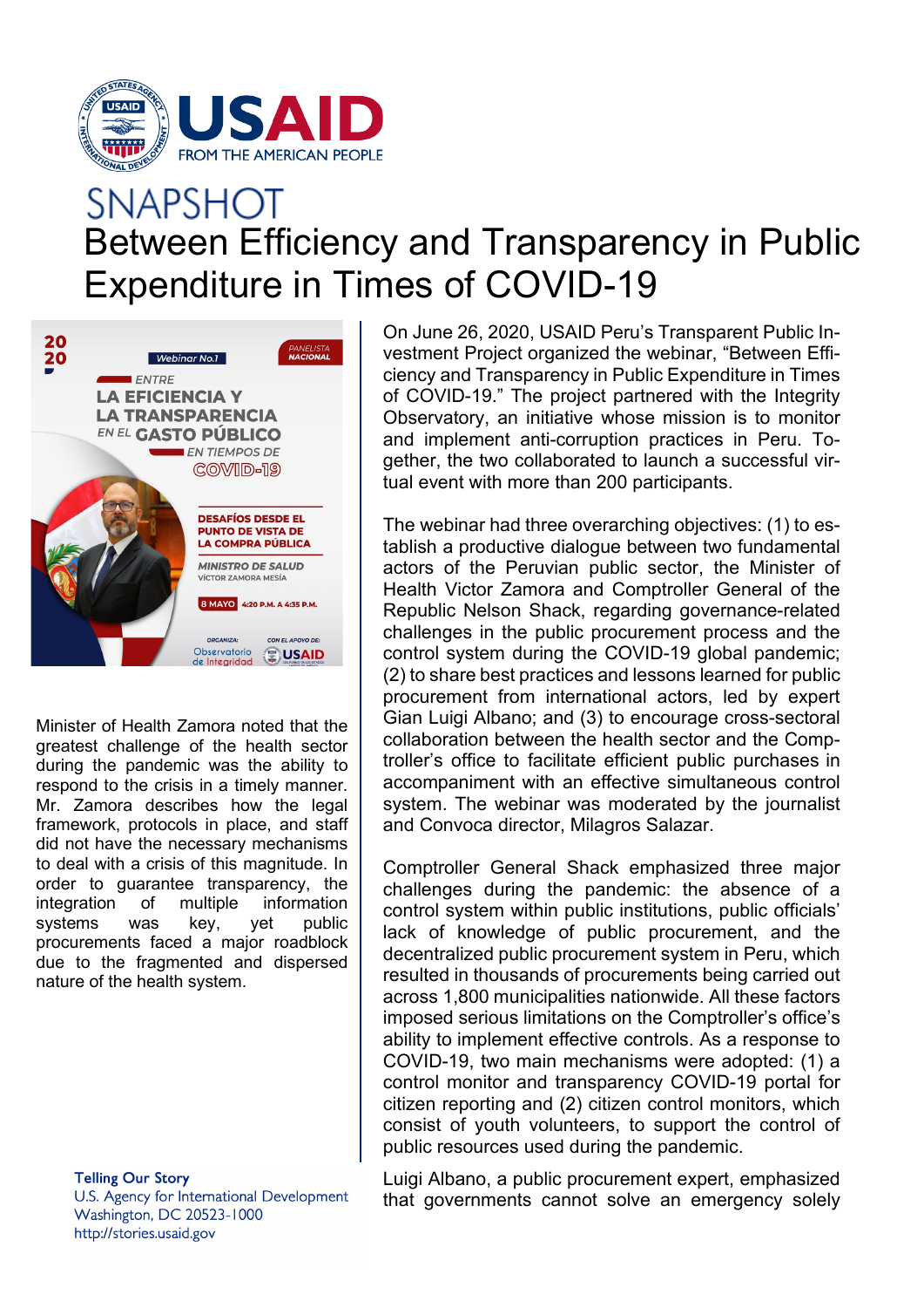# SNAPSHOT

## Between Efficiency and Transparency in Public Expenditure in Times of COVID-19

On June 26, 2020, USAID Peru's Transparent Public Investment Project organized the webinar, "Between Efficiency and Transparency in Public Expenditure in Times of COVID-19." The project partnered with the Integrity Observatory, an initiative whose mission is to monitor and implement anti-corruption practices in Peru. Together, the two collaborated to launch a successful virtual event with more than 200 participants.

The webinar had three overarching objectives: (1) to establish a productive dialogue between two fundamental actors of the Peruvian public sector, the Minister of Health Victor Zamora and Comptroller General of the Republic Nelson Shack, regarding governance-related challenges in the public procurement process and the control system during the COVID-19 global pandemic; (2) to share best practices and lessons learned for public procurement from international actors, led by expert Gian Luigi Albano; and (3) to encourage cross-sectoral collaboration between the health sector and the Comptroller's office to facilitate efficient public purchases in accompaniment with an effective simultaneous control system. The webinar was moderated by the journalist and Convoca director, Milagros Salazar.

Minister of Health Zamora noted that the greatest challenge of the health sector during the pandemic was the ability to respond to the crisis in a timely manner. Mr. Zamora describes how the legal framework, protocols in place, and staff did not have the necessary mechanisms to deal with a crisis of this magnitude. In order to guarantee transparency, the integration of multiple information systems was key, yet public procurements faced a major roadblock due to the fragmented and dispersed nature of the health system.

Comptroller General Shack emphasized three major challenges during the pandemic: the absence of a control system within public institutions, public officials' lack of knowledge of public procurement, and the decentralized public procurement system in Peru, which resulted in thousands of procurements being carried out across 1,800 municipalities nationwide. All these factors imposed serious limitations on the Comptroller's office's ability to implement effective controls. As a response to COVID-19, two main mechanisms were adopted: (1) a control monitor and transparency COVID-19 portal for citizen reporting and (2) citizen control monitors, which consist of youth volunteers, to support the control of public resources used during the pandemic.

Luigi Albano, a public procurement expert, emphasized that governments cannot solve an emergency solely

**Telling Our Story**
U.S. Agency for International Development
Washington, DC 20523-1000
http://stories.usaid.gov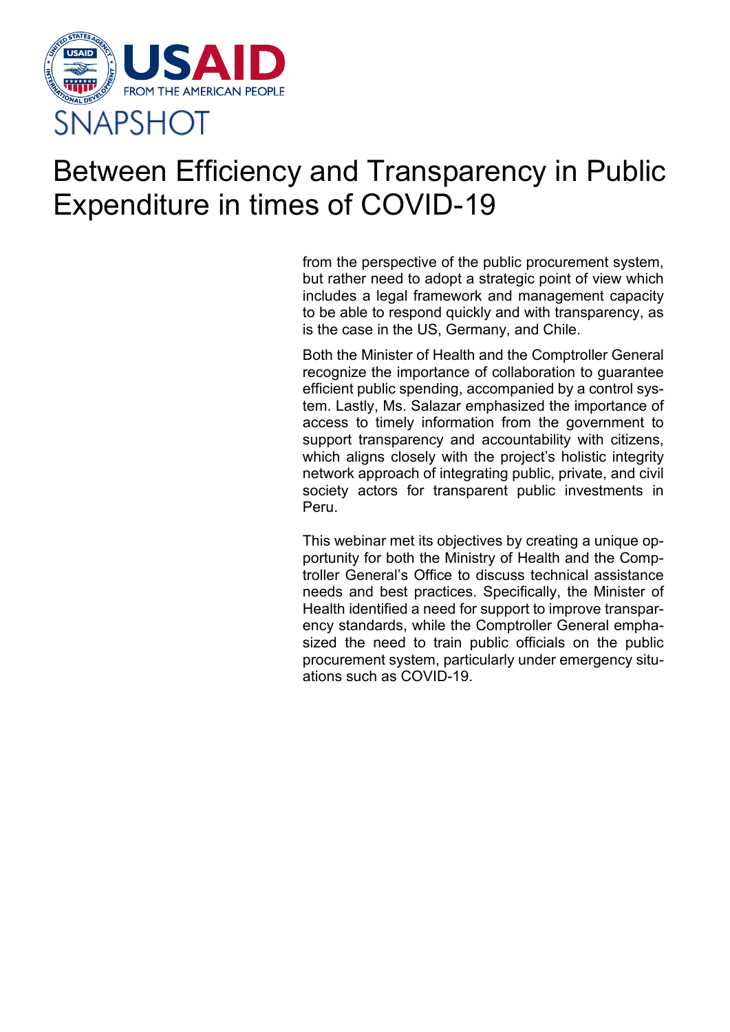# SNAPSHOT

# Between Efficiency and Transparency in Public Expenditure in times of COVID-19

from the perspective of the public procurement system, but rather need to adopt a strategic point of view which includes a legal framework and management capacity to be able to respond quickly and with transparency, as is the case in the US, Germany, and Chile.

Both the Minister of Health and the Comptroller General recognize the importance of collaboration to guarantee efficient public spending, accompanied by a control system. Lastly, Ms. Salazar emphasized the importance of access to timely information from the government to support transparency and accountability with citizens, which aligns closely with the project's holistic integrity network approach of integrating public, private, and civil society actors for transparent public investments in Peru.

This webinar met its objectives by creating a unique opportunity for both the Ministry of Health and the Comptroller General's Office to discuss technical assistance needs and best practices. Specifically, the Minister of Health identified a need for support to improve transparency standards, while the Comptroller General emphasized the need to train public officials on the public procurement system, particularly under emergency situations such as COVID-19.